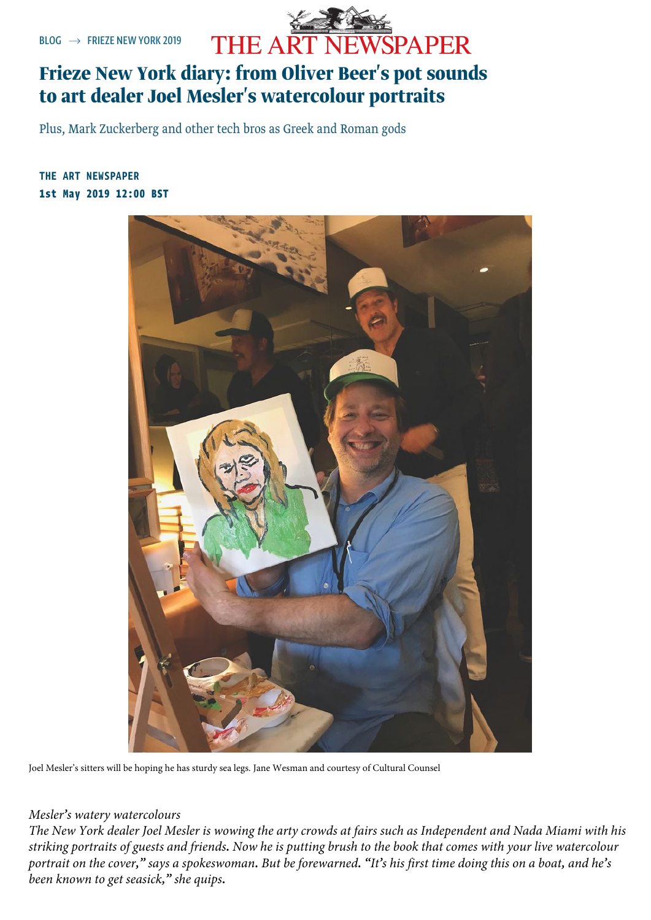BLOG → FRIEZE NEW YORK 2019

THE ART NEWSPAPER

# Frieze New York diary: from Oliver Beer's pot sounds to art dealer Joel Mesler's watercolour portraits

Plus, Mark Zuckerberg and other tech bros as Greek and Roman gods

**THE ART NEWSPAPER**
**1st May 2019 12:00 BST**

Joel Mesler's sitters will be hoping he has sturdy sea legs. Jane Wesman and courtesy of Cultural Counsel

*Mesler's watery watercolours*
*The New York dealer Joel Mesler is wowing the arty crowds at fairs such as Independent and Nada Miami with his striking portraits of guests and friends. Now he is putting brush to the book that comes with your live watercolour portrait on the cover," says a spokeswoman. But be forewarned. "It's his first time doing this on a boat, and he's been known to get seasick," she quips.*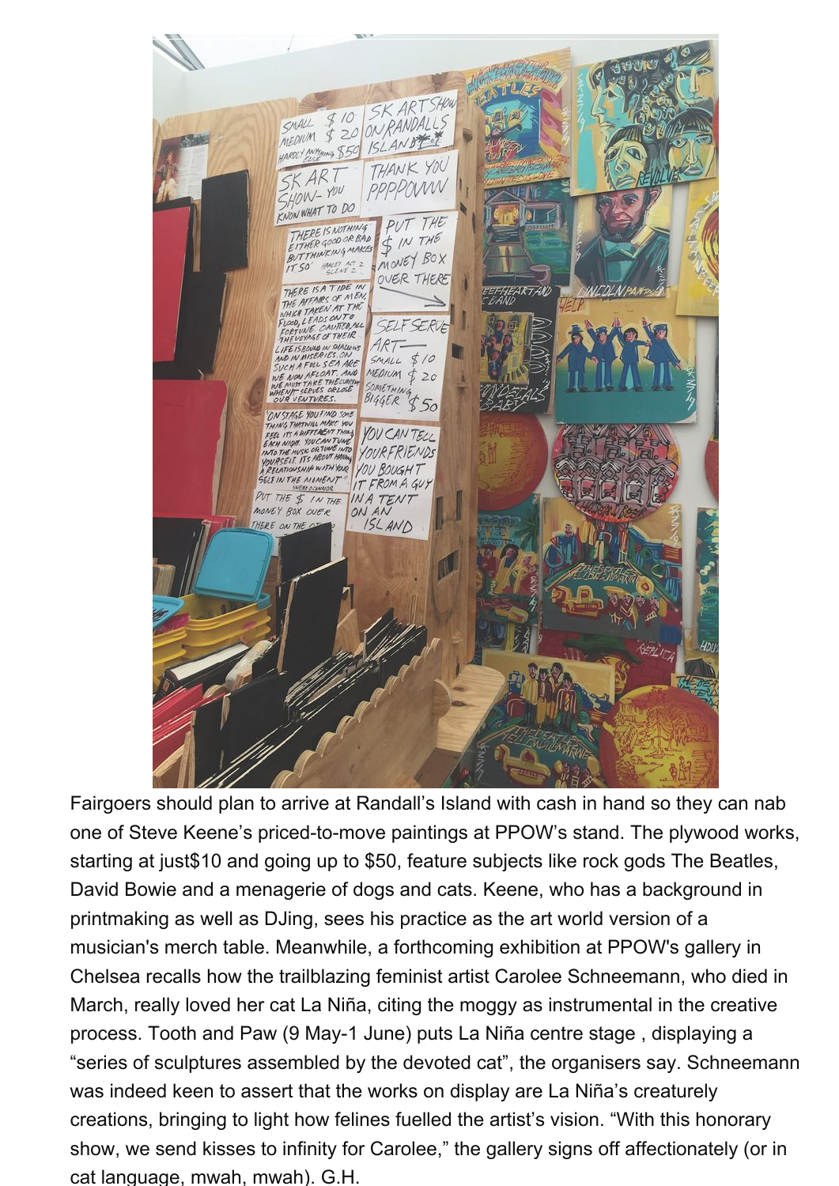Fairgoers should plan to arrive at Randall's Island with cash in hand so they can nab one of Steve Keene's priced-to-move paintings at PPOW's stand. The plywood works, starting at just$10 and going up to $50, feature subjects like rock gods The Beatles, David Bowie and a menagerie of dogs and cats. Keene, who has a background in printmaking as well as DJing, sees his practice as the art world version of a musician's merch table. Meanwhile, a forthcoming exhibition at PPOW's gallery in Chelsea recalls how the trailblazing feminist artist Carolee Schneemann, who died in March, really loved her cat La Niña, citing the moggy as instrumental in the creative process. Tooth and Paw (9 May-1 June) puts La Niña centre stage , displaying a "series of sculptures assembled by the devoted cat", the organisers say. Schneemann was indeed keen to assert that the works on display are La Niña's creaturely creations, bringing to light how felines fuelled the artist's vision. "With this honorary show, we send kisses to infinity for Carolee," the gallery signs off affectionately (or in cat language, mwah, mwah). G.H.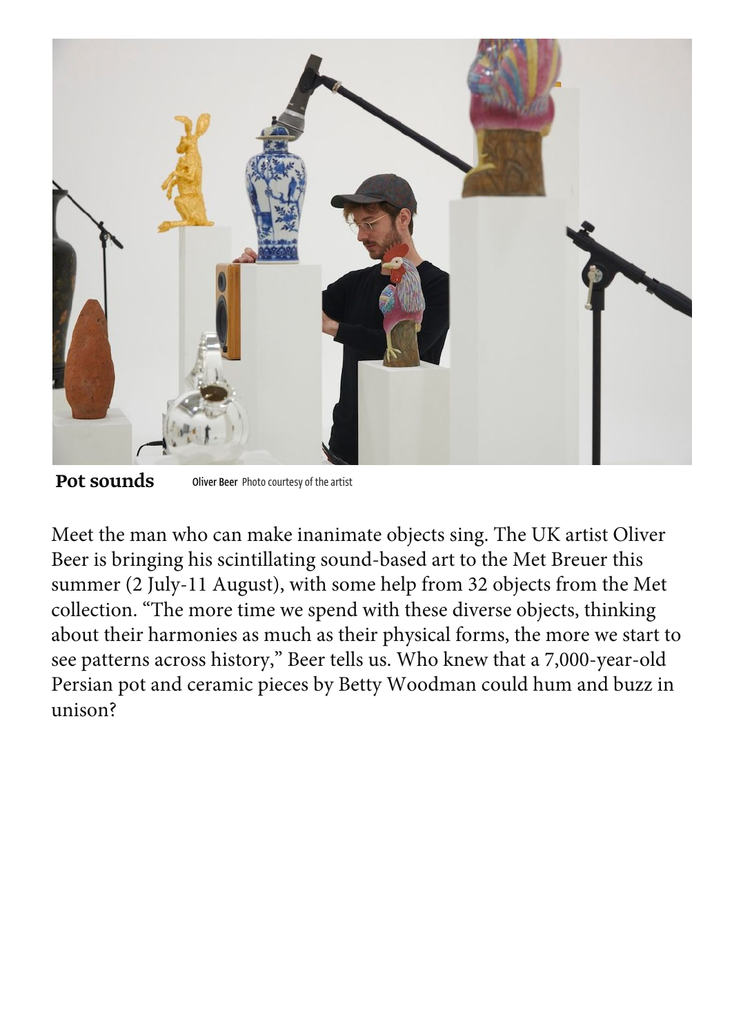**Pot sounds** Oliver Beer Photo courtesy of the artist

Meet the man who can make inanimate objects sing. The UK artist Oliver Beer is bringing his scintillating sound-based art to the Met Breuer this summer (2 July-11 August), with some help from 32 objects from the Met collection. "The more time we spend with these diverse objects, thinking about their harmonies as much as their physical forms, the more we start to see patterns across history," Beer tells us. Who knew that a 7,000-year-old Persian pot and ceramic pieces by Betty Woodman could hum and buzz in unison?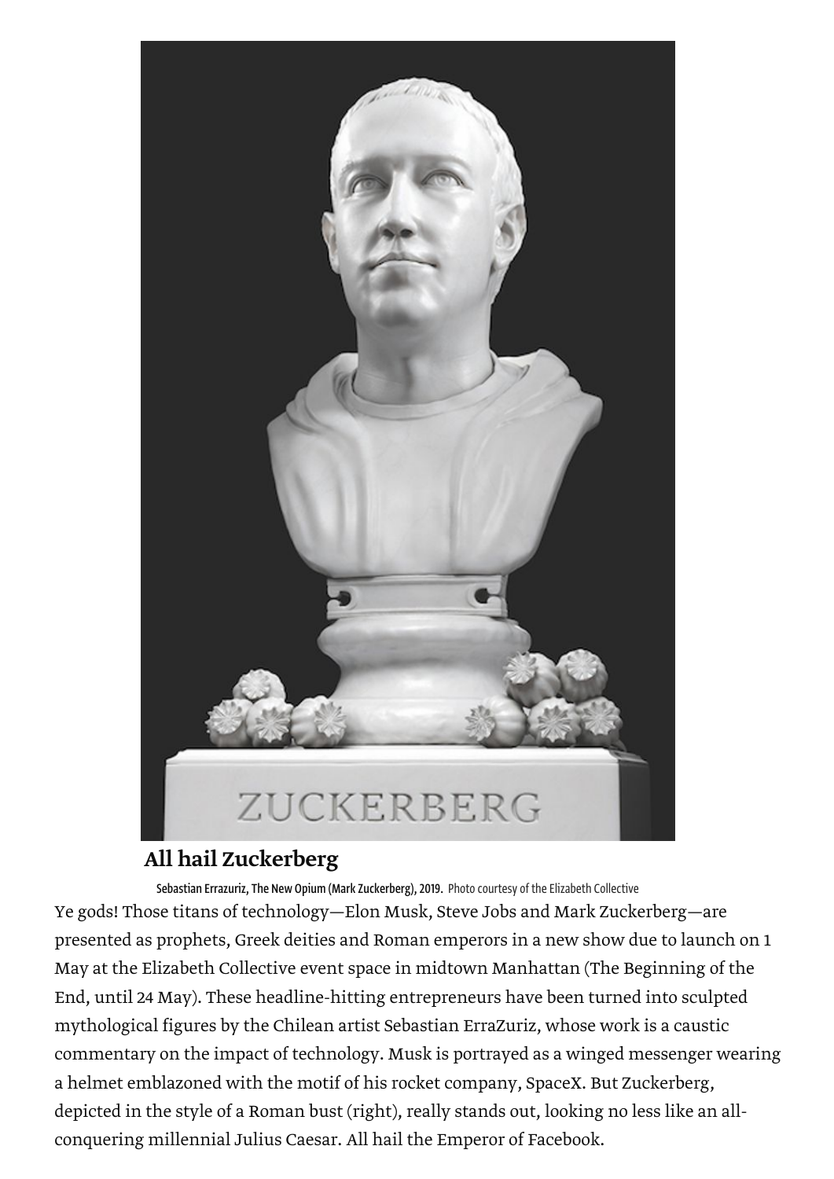## All hail Zuckerberg

Sebastian Errazuriz, The New Opium (Mark Zuckerberg), 2019. Photo courtesy of the Elizabeth Collective

Ye gods! Those titans of technology—Elon Musk, Steve Jobs and Mark Zuckerberg—are presented as prophets, Greek deities and Roman emperors in a new show due to launch on 1 May at the Elizabeth Collective event space in midtown Manhattan (The Beginning of the End, until 24 May). These headline-hitting entrepreneurs have been turned into sculpted mythological figures by the Chilean artist Sebastian ErraZuriz, whose work is a caustic commentary on the impact of technology. Musk is portrayed as a winged messenger wearing a helmet emblazoned with the motif of his rocket company, SpaceX. But Zuckerberg, depicted in the style of a Roman bust (right), really stands out, looking no less like an all-conquering millennial Julius Caesar. All hail the Emperor of Facebook.